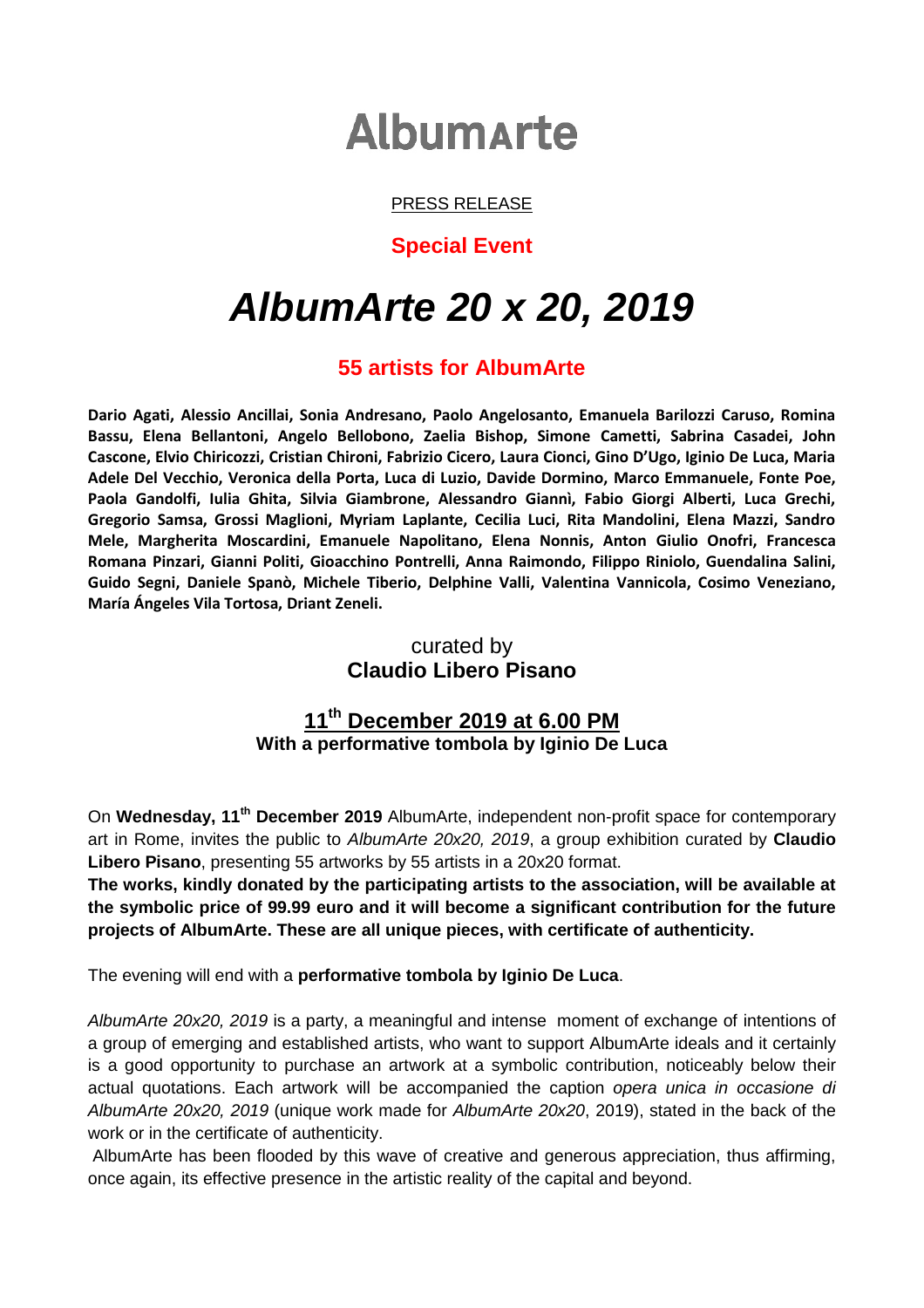# AlbumArte

PRESS RELEASE

**Special Event**

# *AlbumArte 20 x 20, 2019*

## 55 artists for AlbumArte

**Dario Agati, Alessio Ancillai, Sonia Andresano, Paolo Angelosanto, Emanuela Barilozzi Caruso, Romina Bassu, Elena Bellantoni, Angelo Bellobono, Zaelia Bishop, Simone Cametti, Sabrina Casadei, John Cascone, Elvio Chiricozzi, Cristian Chironi, Fabrizio Cicero, Laura Cionci, Gino D'Ugo, Iginio De Luca, Maria Adele Del Vecchio, Veronica della Porta, Luca di Luzio, Davide Dormino, Marco Emmanuele, Fonte Poe, Paola Gandolfi, Iulia Ghita, Silvia Giambrone, Alessandro Giannì, Fabio Giorgi Alberti, Luca Grechi, Gregorio Samsa, Grossi Maglioni, Myriam Laplante, Cecilia Luci, Rita Mandolini, Elena Mazzi, Sandro Mele, Margherita Moscardini, Emanuele Napolitano, Elena Nonnis, Anton Giulio Onofri, Francesca Romana Pinzari, Gianni Politi, Gioacchino Pontrelli, Anna Raimondo, Filippo Riniolo, Guendalina Salini, Guido Segni, Daniele Spanò, Michele Tiberio, Delphine Valli, Valentina Vannicola, Cosimo Veneziano, María Ángeles Vila Tortosa, Driant Zeneli.**

curated by
**Claudio Libero Pisano**

**11th December 2019 at 6.00 PM**
**With a performative tombola by Iginio De Luca**

On **Wednesday, 11th December 2019** AlbumArte, independent non-profit space for contemporary art in Rome, invites the public to *AlbumArte 20x20, 2019*, a group exhibition curated by **Claudio Libero Pisano**, presenting 55 artworks by 55 artists in a 20x20 format.
**The works, kindly donated by the participating artists to the association, will be available at the symbolic price of 99.99 euro and it will become a significant contribution for the future projects of AlbumArte. These are all unique pieces, with certificate of authenticity.**

The evening will end with a **performative tombola by Iginio De Luca**.

*AlbumArte 20x20, 2019* is a party, a meaningful and intense moment of exchange of intentions of a group of emerging and established artists, who want to support AlbumArte ideals and it certainly is a good opportunity to purchase an artwork at a symbolic contribution, noticeably below their actual quotations. Each artwork will be accompanied the caption *opera unica in occasione di AlbumArte 20x20, 2019* (unique work made for *AlbumArte 20x20*, 2019), stated in the back of the work or in the certificate of authenticity.

AlbumArte has been flooded by this wave of creative and generous appreciation, thus affirming, once again, its effective presence in the artistic reality of the capital and beyond.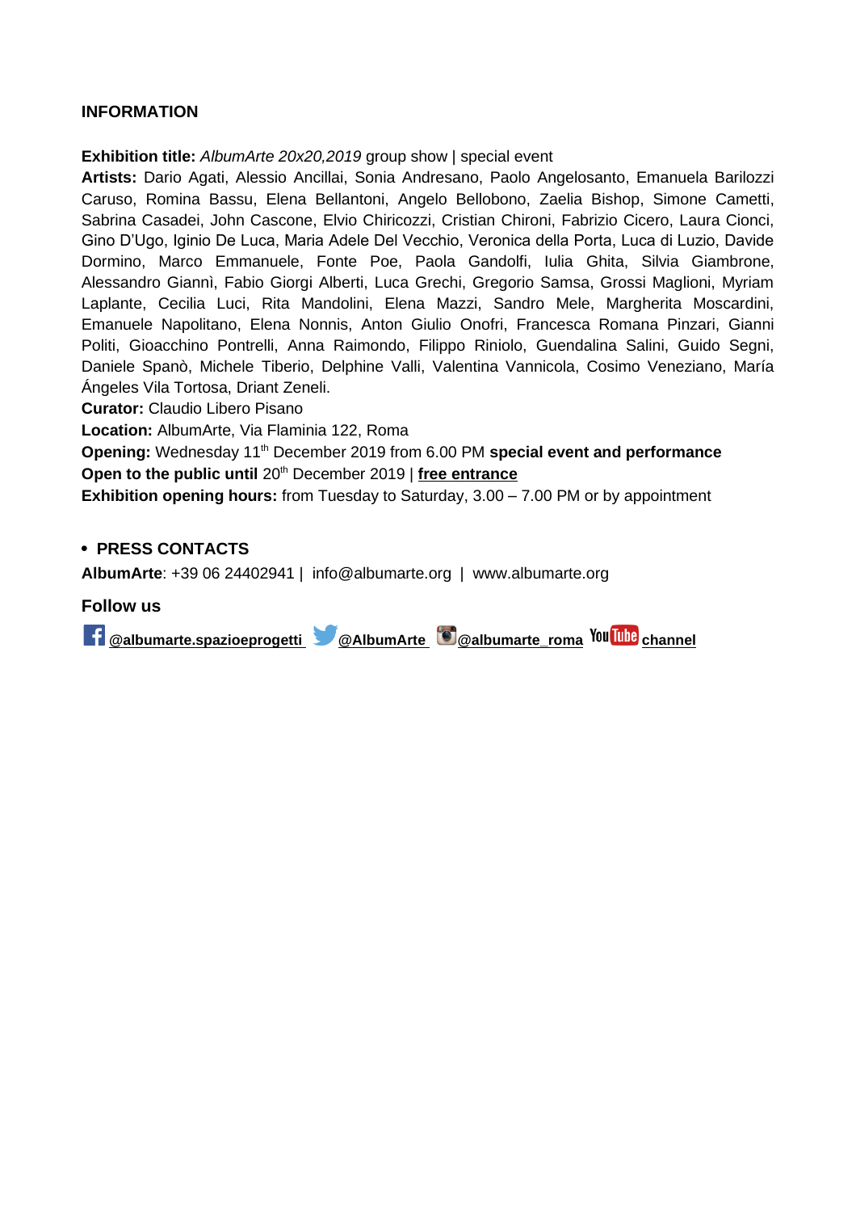## INFORMATION

**Exhibition title:** *AlbumArte 20x20,2019* group show | special event

**Artists:** Dario Agati, Alessio Ancillai, Sonia Andresano, Paolo Angelosanto, Emanuela Barilozzi Caruso, Romina Bassu, Elena Bellantoni, Angelo Bellobono, Zaelia Bishop, Simone Cametti, Sabrina Casadei, John Cascone, Elvio Chiricozzi, Cristian Chironi, Fabrizio Cicero, Laura Cionci, Gino D'Ugo, Iginio De Luca, Maria Adele Del Vecchio, Veronica della Porta, Luca di Luzio, Davide Dormino, Marco Emmanuele, Fonte Poe, Paola Gandolfi, Iulia Ghita, Silvia Giambrone, Alessandro Giannì, Fabio Giorgi Alberti, Luca Grechi, Gregorio Samsa, Grossi Maglioni, Myriam Laplante, Cecilia Luci, Rita Mandolini, Elena Mazzi, Sandro Mele, Margherita Moscardini, Emanuele Napolitano, Elena Nonnis, Anton Giulio Onofri, Francesca Romana Pinzari, Gianni Politi, Gioacchino Pontrelli, Anna Raimondo, Filippo Riniolo, Guendalina Salini, Guido Segni, Daniele Spanò, Michele Tiberio, Delphine Valli, Valentina Vannicola, Cosimo Veneziano, María Ángeles Vila Tortosa, Driant Zeneli.

**Curator:** Claudio Libero Pisano

**Location:** AlbumArte, Via Flaminia 122, Roma

**Opening:** Wednesday 11th December 2019 from 6.00 PM **special event and performance**

**Open to the public until** 20th December 2019 | **free entrance**

**Exhibition opening hours:** from Tuesday to Saturday, 3.00 – 7.00 PM or by appointment

- **PRESS CONTACTS**

**AlbumArte**: +39 06 24402941 | info@albumarte.org | www.albumarte.org

**Follow us**

**@albumarte.spazioeprogetti** **@AlbumArte** **@albumarte_roma** YouTube **channel**